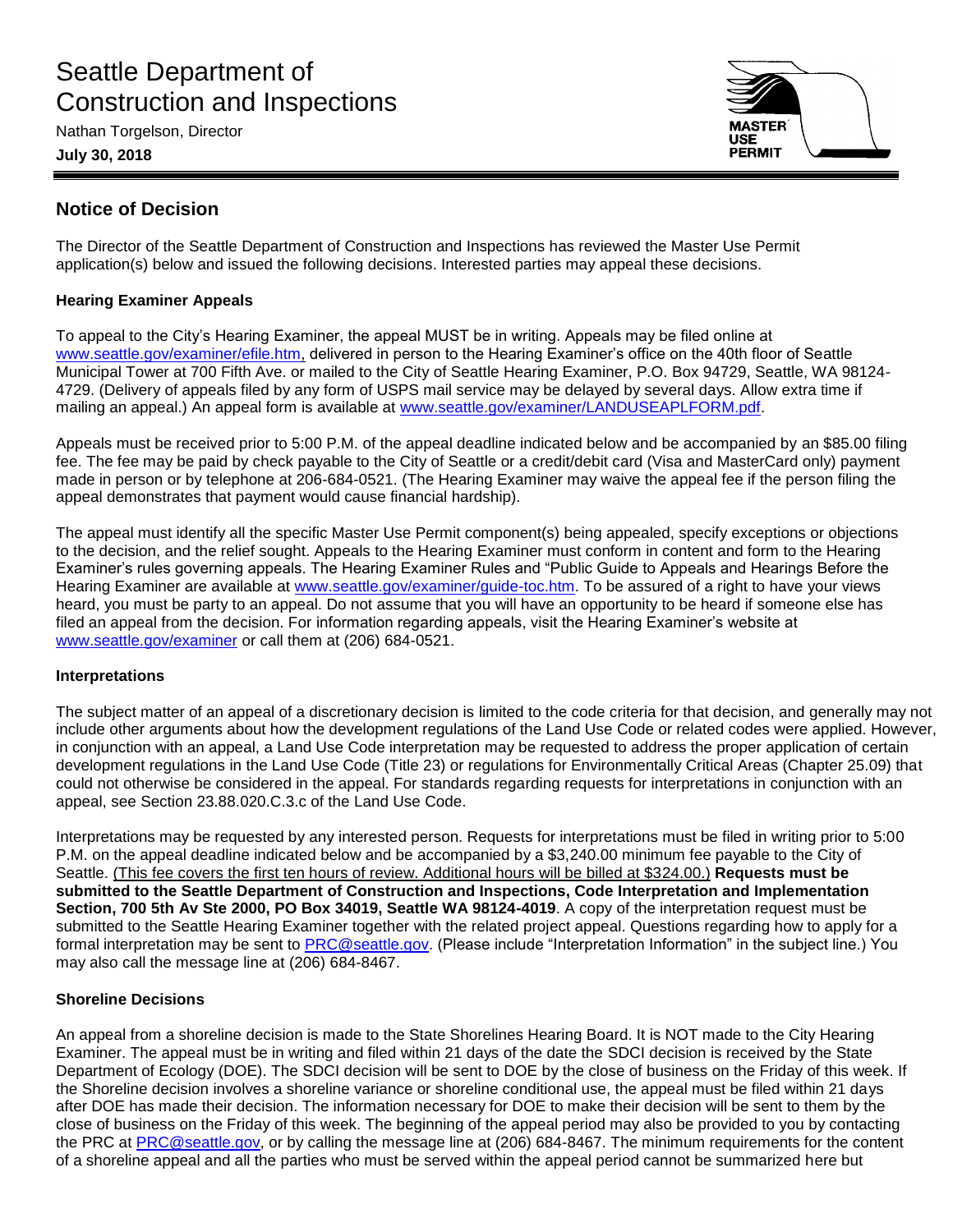# Seattle Department of Construction and Inspections

Nathan Torgelson, Director

**July 30, 2018**

MASTER USE PERMIT

## Notice of Decision

The Director of the Seattle Department of Construction and Inspections has reviewed the Master Use Permit application(s) below and issued the following decisions. Interested parties may appeal these decisions.

### Hearing Examiner Appeals

To appeal to the City's Hearing Examiner, the appeal MUST be in writing. Appeals may be filed online at www.seattle.gov/examiner/efile.htm, delivered in person to the Hearing Examiner's office on the 40th floor of Seattle Municipal Tower at 700 Fifth Ave. or mailed to the City of Seattle Hearing Examiner, P.O. Box 94729, Seattle, WA 98124-4729. (Delivery of appeals filed by any form of USPS mail service may be delayed by several days. Allow extra time if mailing an appeal.) An appeal form is available at www.seattle.gov/examiner/LANDUSEAPLFORM.pdf.

Appeals must be received prior to 5:00 P.M. of the appeal deadline indicated below and be accompanied by an $85.00 filing fee. The fee may be paid by check payable to the City of Seattle or a credit/debit card (Visa and MasterCard only) payment made in person or by telephone at 206-684-0521. (The Hearing Examiner may waive the appeal fee if the person filing the appeal demonstrates that payment would cause financial hardship).

The appeal must identify all the specific Master Use Permit component(s) being appealed, specify exceptions or objections to the decision, and the relief sought. Appeals to the Hearing Examiner must conform in content and form to the Hearing Examiner's rules governing appeals. The Hearing Examiner Rules and "Public Guide to Appeals and Hearings Before the Hearing Examiner are available at www.seattle.gov/examiner/guide-toc.htm. To be assured of a right to have your views heard, you must be party to an appeal. Do not assume that you will have an opportunity to be heard if someone else has filed an appeal from the decision. For information regarding appeals, visit the Hearing Examiner's website at www.seattle.gov/examiner or call them at (206) 684-0521.

### Interpretations

The subject matter of an appeal of a discretionary decision is limited to the code criteria for that decision, and generally may not include other arguments about how the development regulations of the Land Use Code or related codes were applied. However, in conjunction with an appeal, a Land Use Code interpretation may be requested to address the proper application of certain development regulations in the Land Use Code (Title 23) or regulations for Environmentally Critical Areas (Chapter 25.09) that could not otherwise be considered in the appeal. For standards regarding requests for interpretations in conjunction with an appeal, see Section 23.88.020.C.3.c of the Land Use Code.

Interpretations may be requested by any interested person. Requests for interpretations must be filed in writing prior to 5:00 P.M. on the appeal deadline indicated below and be accompanied by a $3,240.00 minimum fee payable to the City of Seattle. (This fee covers the first ten hours of review. Additional hours will be billed at $324.00.) **Requests must be submitted to the Seattle Department of Construction and Inspections, Code Interpretation and Implementation Section, 700 5th Av Ste 2000, PO Box 34019, Seattle WA 98124-4019**. A copy of the interpretation request must be submitted to the Seattle Hearing Examiner together with the related project appeal. Questions regarding how to apply for a formal interpretation may be sent to PRC@seattle.gov. (Please include "Interpretation Information" in the subject line.) You may also call the message line at (206) 684-8467.

### Shoreline Decisions

An appeal from a shoreline decision is made to the State Shorelines Hearing Board. It is NOT made to the City Hearing Examiner. The appeal must be in writing and filed within 21 days of the date the SDCI decision is received by the State Department of Ecology (DOE). The SDCI decision will be sent to DOE by the close of business on the Friday of this week. If the Shoreline decision involves a shoreline variance or shoreline conditional use, the appeal must be filed within 21 days after DOE has made their decision. The information necessary for DOE to make their decision will be sent to them by the close of business on the Friday of this week. The beginning of the appeal period may also be provided to you by contacting the PRC at PRC@seattle.gov, or by calling the message line at (206) 684-8467. The minimum requirements for the content of a shoreline appeal and all the parties who must be served within the appeal period cannot be summarized here but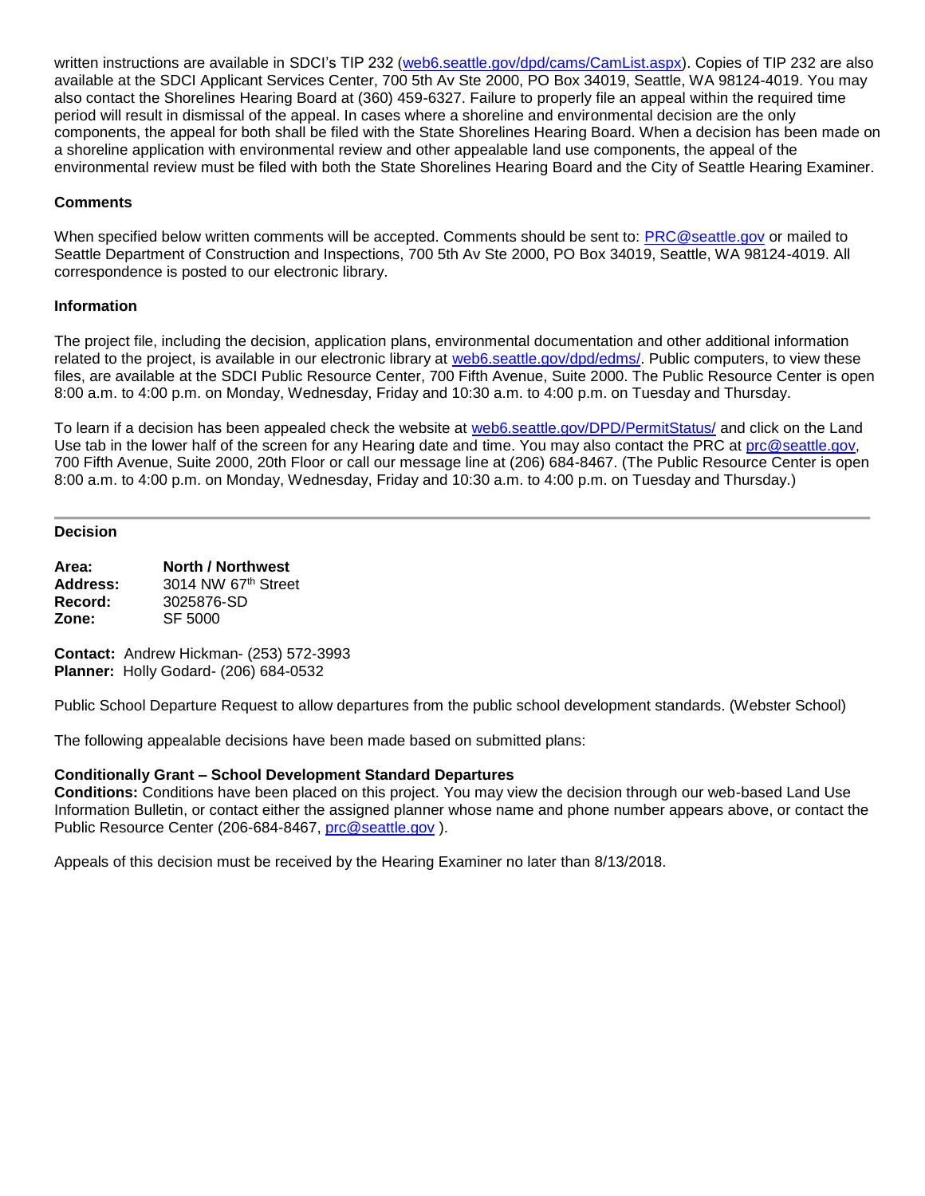written instructions are available in SDCI's TIP 232 (web6.seattle.gov/dpd/cams/CamList.aspx). Copies of TIP 232 are also available at the SDCI Applicant Services Center, 700 5th Av Ste 2000, PO Box 34019, Seattle, WA 98124-4019. You may also contact the Shorelines Hearing Board at (360) 459-6327. Failure to properly file an appeal within the required time period will result in dismissal of the appeal. In cases where a shoreline and environmental decision are the only components, the appeal for both shall be filed with the State Shorelines Hearing Board. When a decision has been made on a shoreline application with environmental review and other appealable land use components, the appeal of the environmental review must be filed with both the State Shorelines Hearing Board and the City of Seattle Hearing Examiner.

**Comments**

When specified below written comments will be accepted. Comments should be sent to: PRC@seattle.gov or mailed to Seattle Department of Construction and Inspections, 700 5th Av Ste 2000, PO Box 34019, Seattle, WA 98124-4019. All correspondence is posted to our electronic library.

**Information**

The project file, including the decision, application plans, environmental documentation and other additional information related to the project, is available in our electronic library at web6.seattle.gov/dpd/edms/. Public computers, to view these files, are available at the SDCI Public Resource Center, 700 Fifth Avenue, Suite 2000. The Public Resource Center is open 8:00 a.m. to 4:00 p.m. on Monday, Wednesday, Friday and 10:30 a.m. to 4:00 p.m. on Tuesday and Thursday.

To learn if a decision has been appealed check the website at web6.seattle.gov/DPD/PermitStatus/ and click on the Land Use tab in the lower half of the screen for any Hearing date and time. You may also contact the PRC at prc@seattle.gov, 700 Fifth Avenue, Suite 2000, 20th Floor or call our message line at (206) 684-8467. (The Public Resource Center is open 8:00 a.m. to 4:00 p.m. on Monday, Wednesday, Friday and 10:30 a.m. to 4:00 p.m. on Tuesday and Thursday.)

---

**Decision**

**Area:** **North / Northwest**
**Address:** 3014 NW 67th Street
**Record:** 3025876-SD
**Zone:** SF 5000

**Contact:** Andrew Hickman- (253) 572-3993
**Planner:** Holly Godard- (206) 684-0532

Public School Departure Request to allow departures from the public school development standards. (Webster School)

The following appealable decisions have been made based on submitted plans:

**Conditionally Grant – School Development Standard Departures**
**Conditions:** Conditions have been placed on this project. You may view the decision through our web-based Land Use Information Bulletin, or contact either the assigned planner whose name and phone number appears above, or contact the Public Resource Center (206-684-8467, prc@seattle.gov ).

Appeals of this decision must be received by the Hearing Examiner no later than 8/13/2018.